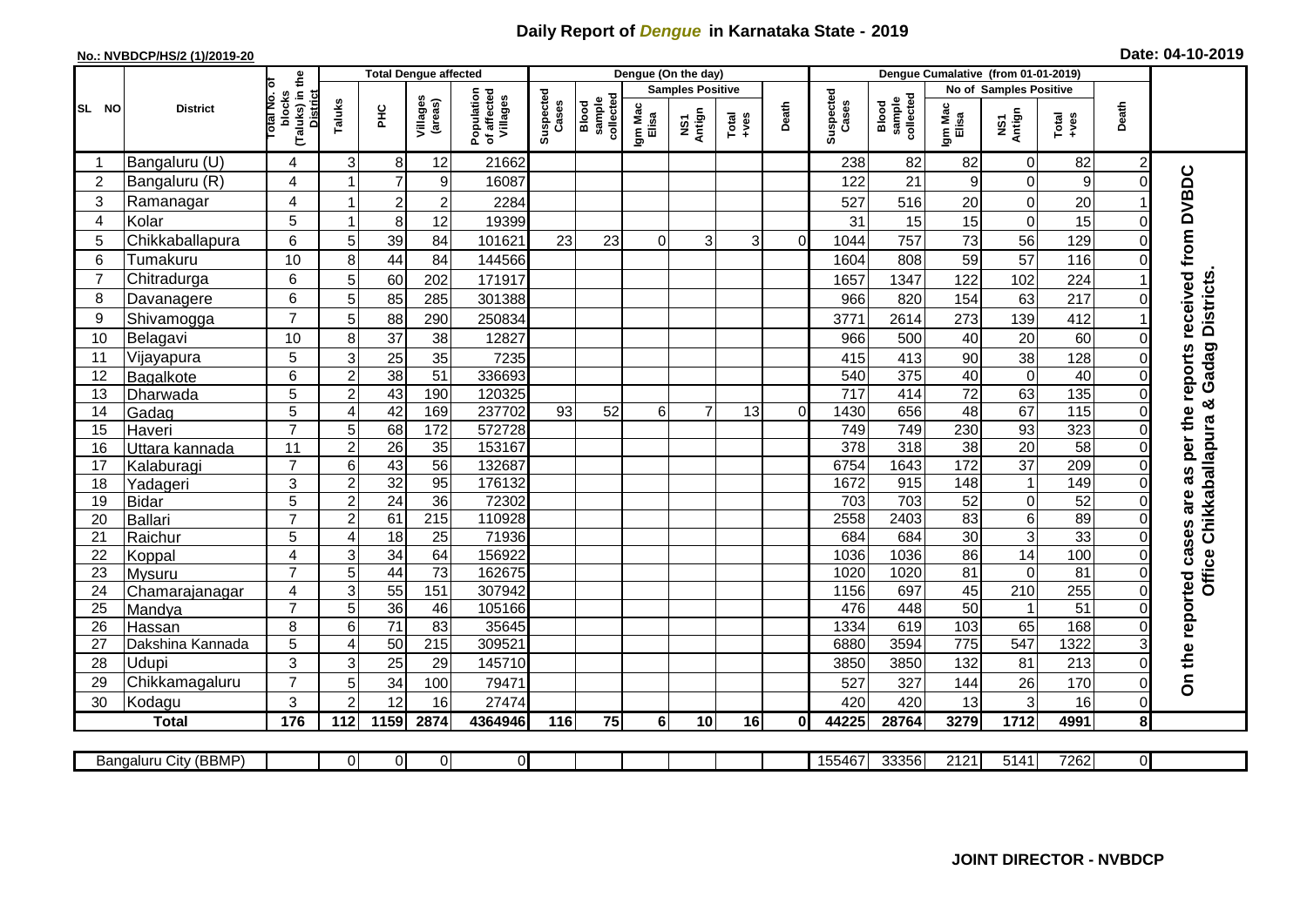# Daily Report of *Dengue* in Karnataka State - 2019

**No.: NVBDCP/HS/2 (1)/2019-20** **Date: 04-10-2019**

| SL NO | District | Total No. of blocks (Taluks) in the District | Total Dengue affected | | | | Dengue (On the day) | | | | | | | Dengue Cumalative (from 01-01-2019) | | | | | | | |
|---|---|---|---|---|---|---|---|---|---|---|---|---|---|---|---|---|---|---|---|---|
| | | | Taluks | PHC | Villages (areas) | Population of affected Villages | Suspected Cases | Blood sample collected | Samples Positive | | | Death | Suspected Cases | Blood sample collected | No of Samples Positive | | | Death | |
| | | | | | | | | | Igm Mac Elisa | NS1 Antign | Total +ves | | | | Igm Mac Elisa | NS1 Antign | Total +ves | | |
| 1 | Bangaluru (U) | 4 | 3 | 8 | 12 | 21662 | | | | | | | 238 | 82 | 82 | 0 | 82 | 2 | On the reported cases are as per the reports received from DVBDC Office Chikkaballapura & Gadag Districts. |
| 2 | Bangaluru (R) | 4 | 1 | 7 | 9 | 16087 | | | | | | | 122 | 21 | 9 | 0 | 9 | 0 | |
| 3 | Ramanagar | 4 | 1 | 2 | 2 | 2284 | | | | | | | 527 | 516 | 20 | 0 | 20 | 1 | |
| 4 | Kolar | 5 | 1 | 8 | 12 | 19399 | | | | | | | 31 | 15 | 15 | 0 | 15 | 0 | |
| 5 | Chikkaballapura | 6 | 5 | 39 | 84 | 101621 | 23 | 23 | 0 | 3 | 3 | 0 | 1044 | 757 | 73 | 56 | 129 | 0 | |
| 6 | Tumakuru | 10 | 8 | 44 | 84 | 144566 | | | | | | | 1604 | 808 | 59 | 57 | 116 | 0 | |
| 7 | Chitradurga | 6 | 5 | 60 | 202 | 171917 | | | | | | | 1657 | 1347 | 122 | 102 | 224 | 1 | |
| 8 | Davanagere | 6 | 5 | 85 | 285 | 301388 | | | | | | | 966 | 820 | 154 | 63 | 217 | 0 | |
| 9 | Shivamogga | 7 | 5 | 88 | 290 | 250834 | | | | | | | 3771 | 2614 | 273 | 139 | 412 | 1 | |
| 10 | Belagavi | 10 | 8 | 37 | 38 | 12827 | | | | | | | 966 | 500 | 40 | 20 | 60 | 0 | |
| 11 | Vijayapura | 5 | 3 | 25 | 35 | 7235 | | | | | | | 415 | 413 | 90 | 38 | 128 | 0 | |
| 12 | Bagalkote | 6 | 2 | 38 | 51 | 336693 | | | | | | | 540 | 375 | 40 | 0 | 40 | 0 | |
| 13 | Dharwada | 5 | 2 | 43 | 190 | 120325 | | | | | | | 717 | 414 | 72 | 63 | 135 | 0 | |
| 14 | Gadag | 5 | 4 | 42 | 169 | 237702 | 93 | 52 | 6 | 7 | 13 | 0 | 1430 | 656 | 48 | 67 | 115 | 0 | |
| 15 | Haveri | 7 | 5 | 68 | 172 | 572728 | | | | | | | 749 | 749 | 230 | 93 | 323 | 0 | |
| 16 | Uttara kannada | 11 | 2 | 26 | 35 | 153167 | | | | | | | 378 | 318 | 38 | 20 | 58 | 0 | |
| 17 | Kalaburagi | 7 | 6 | 43 | 56 | 132687 | | | | | | | 6754 | 1643 | 172 | 37 | 209 | 0 | |
| 18 | Yadageri | 3 | 2 | 32 | 95 | 176132 | | | | | | | 1672 | 915 | 148 | 1 | 149 | 0 | |
| 19 | Bidar | 5 | 2 | 24 | 36 | 72302 | | | | | | | 703 | 703 | 52 | 0 | 52 | 0 | |
| 20 | Ballari | 7 | 2 | 61 | 215 | 110928 | | | | | | | 2558 | 2403 | 83 | 6 | 89 | 0 | |
| 21 | Raichur | 5 | 4 | 18 | 25 | 71936 | | | | | | | 684 | 684 | 30 | 3 | 33 | 0 | |
| 22 | Koppal | 4 | 3 | 34 | 64 | 156922 | | | | | | | 1036 | 1036 | 86 | 14 | 100 | 0 | |
| 23 | Mysuru | 7 | 5 | 44 | 73 | 162675 | | | | | | | 1020 | 1020 | 81 | 0 | 81 | 0 | |
| 24 | Chamarajanagar | 4 | 3 | 55 | 151 | 307942 | | | | | | | 1156 | 697 | 45 | 210 | 255 | 0 | |
| 25 | Mandya | 7 | 5 | 36 | 46 | 105166 | | | | | | | 476 | 448 | 50 | 1 | 51 | 0 | |
| 26 | Hassan | 8 | 6 | 71 | 83 | 35645 | | | | | | | 1334 | 619 | 103 | 65 | 168 | 0 | |
| 27 | Dakshina Kannada | 5 | 4 | 50 | 215 | 309521 | | | | | | | 6880 | 3594 | 775 | 547 | 1322 | 3 | |
| 28 | Udupi | 3 | 3 | 25 | 29 | 145710 | | | | | | | 3850 | 3850 | 132 | 81 | 213 | 0 | |
| 29 | Chikkamagaluru | 7 | 5 | 34 | 100 | 79471 | | | | | | | 527 | 327 | 144 | 26 | 170 | 0 | |
| 30 | Kodagu | 3 | 2 | 12 | 16 | 27474 | | | | | | | 420 | 420 | 13 | 3 | 16 | 0 | |
| | **Total** | **176** | **112** | **1159** | **2874** | **4364946** | **116** | **75** | **6** | **10** | **16** | **0** | **44225** | **28764** | **3279** | **1712** | **4991** | **8** | |

| Bangaluru City (BBMP) | | 0 | 0 | 0 | 0 | | | | | | | 155467 | 33356 | 2121 | 5141 | 7262 | 0 | |
|---|---|---|---|---|---|---|---|---|---|---|---|---|---|---|---|---|---|---|

**JOINT DIRECTOR - NVBDCP**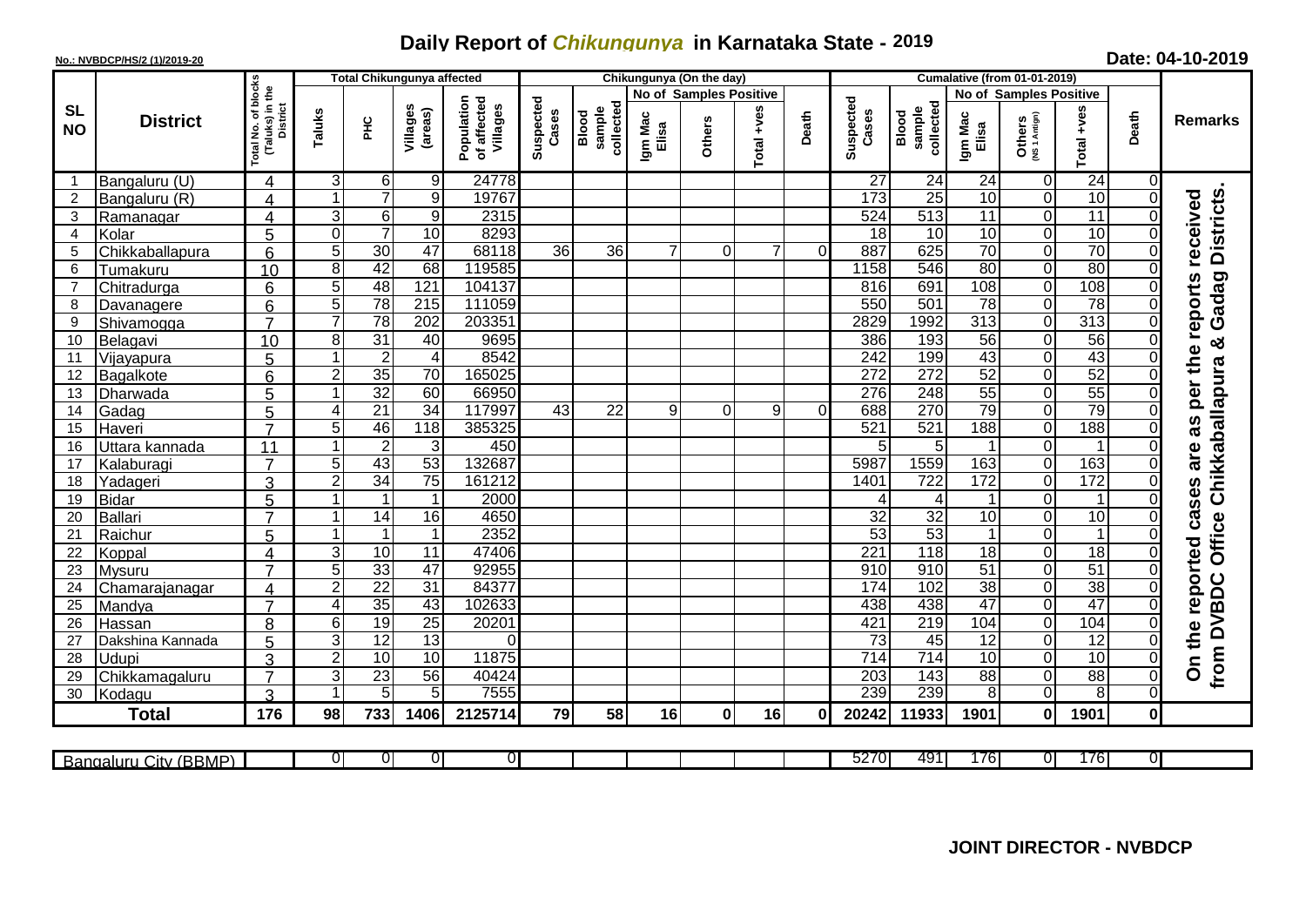# Daily Report of *Chikungunya* in Karnataka State - 2019

**No.: NVBDCP/HS/2 (1)/2019-20**

**Date: 04-10-2019**

| SL NO | District | Total No. of blocks (Taluks) in the District | Total Chikungunya affected | | | | Chikungunya (On the day) | | | | | | | Cumalative (from 01-01-2019) | | | | | | | Remarks |
|---|---|---|---|---|---|---|---|---|---|---|---|---|---|---|---|---|---|---|---|---|---|
| | | | Taluks | PHC | Villages (areas) | Population of affected Villages | Suspected Cases | Blood sample collected | No of Samples Positive | | | Death | Suspected Cases | Blood sample collected | No of Samples Positive | | | Death | |
| | | | | | | | | | Igm Mac Elisa | Others | Total +ves | | | | Igm Mac Elisa | Others (NS 1 Antign) | Total +ves | | |
| 1 | Bangaluru (U) | 4 | 3 | 6 | 9 | 24778 | | | | | | | 27 | 24 | 24 | 0 | 24 | 0 | On the reported cases are as per the reports received from DVBDC Office Chikkaballapura & Gadag Districts. |
| 2 | Bangaluru (R) | 4 | 1 | 7 | 9 | 19767 | | | | | | | 173 | 25 | 10 | 0 | 10 | 0 | |
| 3 | Ramanagar | 4 | 3 | 6 | 9 | 2315 | | | | | | | 524 | 513 | 11 | 0 | 11 | 0 | |
| 4 | Kolar | 5 | 0 | 7 | 10 | 8293 | | | | | | | 18 | 10 | 10 | 0 | 10 | 0 | |
| 5 | Chikkaballapura | 6 | 5 | 30 | 47 | 68118 | 36 | 36 | 7 | 0 | 7 | 0 | 887 | 625 | 70 | 0 | 70 | 0 | |
| 6 | Tumakuru | 10 | 8 | 42 | 68 | 119585 | | | | | | | 1158 | 546 | 80 | 0 | 80 | 0 | |
| 7 | Chitradurga | 6 | 5 | 48 | 121 | 104137 | | | | | | | 816 | 691 | 108 | 0 | 108 | 0 | |
| 8 | Davanagere | 6 | 5 | 78 | 215 | 111059 | | | | | | | 550 | 501 | 78 | 0 | 78 | 0 | |
| 9 | Shivamogga | 7 | 7 | 78 | 202 | 203351 | | | | | | | 2829 | 1992 | 313 | 0 | 313 | 0 | |
| 10 | Belagavi | 10 | 8 | 31 | 40 | 9695 | | | | | | | 386 | 193 | 56 | 0 | 56 | 0 | |
| 11 | Vijayapura | 5 | 1 | 2 | 4 | 8542 | | | | | | | 242 | 199 | 43 | 0 | 43 | 0 | |
| 12 | Bagalkote | 6 | 2 | 35 | 70 | 165025 | | | | | | | 272 | 272 | 52 | 0 | 52 | 0 | |
| 13 | Dharwada | 5 | 1 | 32 | 60 | 66950 | | | | | | | 276 | 248 | 55 | 0 | 55 | 0 | |
| 14 | Gadag | 5 | 4 | 21 | 34 | 117997 | 43 | 22 | 9 | 0 | 9 | 0 | 688 | 270 | 79 | 0 | 79 | 0 | |
| 15 | Haveri | 7 | 5 | 46 | 118 | 385325 | | | | | | | 521 | 521 | 188 | 0 | 188 | 0 | |
| 16 | Uttara kannada | 11 | 1 | 2 | 3 | 450 | | | | | | | 5 | 5 | 1 | 0 | 1 | 0 | |
| 17 | Kalaburagi | 7 | 5 | 43 | 53 | 132687 | | | | | | | 5987 | 1559 | 163 | 0 | 163 | 0 | |
| 18 | Yadageri | 3 | 2 | 34 | 75 | 161212 | | | | | | | 1401 | 722 | 172 | 0 | 172 | 0 | |
| 19 | Bidar | 5 | 1 | 1 | 1 | 2000 | | | | | | | 4 | 4 | 1 | 0 | 1 | 0 | |
| 20 | Ballari | 7 | 1 | 14 | 16 | 4650 | | | | | | | 32 | 32 | 10 | 0 | 10 | 0 | |
| 21 | Raichur | 5 | 1 | 1 | 1 | 2352 | | | | | | | 53 | 53 | 1 | 0 | 1 | 0 | |
| 22 | Koppal | 4 | 3 | 10 | 11 | 47406 | | | | | | | 221 | 118 | 18 | 0 | 18 | 0 | |
| 23 | Mysuru | 7 | 5 | 33 | 47 | 92955 | | | | | | | 910 | 910 | 51 | 0 | 51 | 0 | |
| 24 | Chamarajanagar | 4 | 2 | 22 | 31 | 84377 | | | | | | | 174 | 102 | 38 | 0 | 38 | 0 | |
| 25 | Mandya | 7 | 4 | 35 | 43 | 102633 | | | | | | | 438 | 438 | 47 | 0 | 47 | 0 | |
| 26 | Hassan | 8 | 6 | 19 | 25 | 20201 | | | | | | | 421 | 219 | 104 | 0 | 104 | 0 | |
| 27 | Dakshina Kannada | 5 | 3 | 12 | 13 | 0 | | | | | | | 73 | 45 | 12 | 0 | 12 | 0 | |
| 28 | Udupi | 3 | 2 | 10 | 10 | 11875 | | | | | | | 714 | 714 | 10 | 0 | 10 | 0 | |
| 29 | Chikkamagaluru | 7 | 3 | 23 | 56 | 40424 | | | | | | | 203 | 143 | 88 | 0 | 88 | 0 | |
| 30 | Kodagu | 3 | 1 | 5 | 5 | 7555 | | | | | | | 239 | 239 | 8 | 0 | 8 | 0 | |
| | **Total** | **176** | **98** | **733** | **1406** | **2125714** | **79** | **58** | **16** | **0** | **16** | **0** | **20242** | **11933** | **1901** | **0** | **1901** | **0** | |

| | | | | | | | | | | | | | | | | | | |
|---|---|---|---|---|---|---|---|---|---|---|---|---|---|---|---|---|---|---|
| Bangaluru City (BBMP) | | 0 | 0 | 0 | 0 | | | | | | | 5270 | 491 | 176 | 0 | 176 | 0 | |

**JOINT DIRECTOR - NVBDCP**